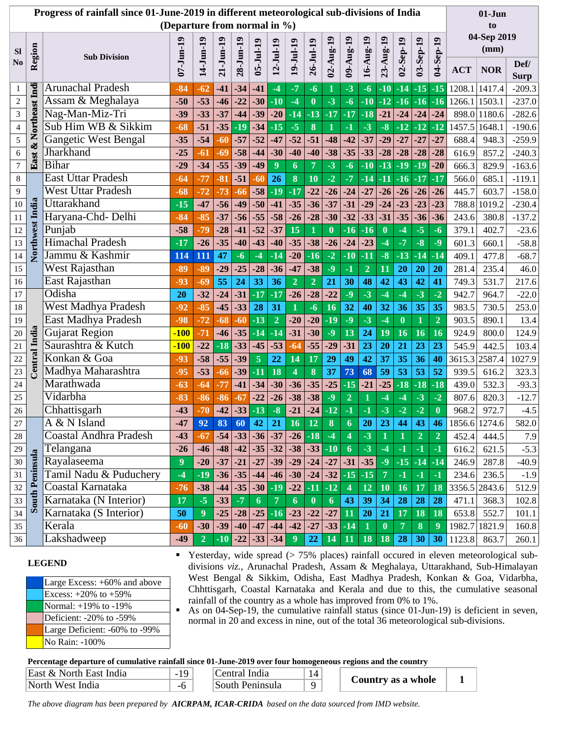# Progress of rainfall since 01-June-2019 in different meteorological sub-divisions of India (Departure from normal in %)

| Sl No | Region | Sub Division | 07-Jun-19 | 14-Jun-19 | 21-Jun-19 | 28-Jun-19 | 05-Jul-19 | 12-Jul-19 | 19-Jul-19 | 26-Jul-19 | 02-Aug-19 | 09-Aug-19 | 16-Aug-19 | 23-Aug-19 | 02-Sep-19 | 03-Sep-19 | 04-Sep-19 | 01-Jun to 04-Sep 2019 (mm) ACT | NOR | Def/ Surp |
|---|---|---|---|---|---|---|---|---|---|---|---|---|---|---|---|---|---|---|---|---|
| 1 | East & Northeast India | Arunachal Pradesh | -84 | -62 | -41 | -34 | -41 | -4 | -7 | -6 | 1 | -3 | -6 | -10 | -14 | -15 | -15 | 1208.1 | 1417.4 | -209.3 |
| 2 | | Assam & Meghalaya | -50 | -53 | -46 | -22 | -30 | -10 | -4 | 0 | -3 | -6 | -10 | -12 | -16 | -16 | -16 | 1266.1 | 1503.1 | -237.0 |
| 3 | | Nag-Man-Miz-Tri | -39 | -33 | -37 | -44 | -39 | -20 | -14 | -13 | -17 | -17 | -18 | -21 | -24 | -24 | -24 | 898.0 | 1180.6 | -282.6 |
| 4 | | Sub Him WB & Sikkim | -68 | -51 | -35 | -19 | -34 | -15 | -5 | 8 | 1 | -1 | -3 | -8 | -12 | -12 | -12 | 1457.5 | 1648.1 | -190.6 |
| 5 | | Gangetic West Bengal | -35 | -54 | -60 | -57 | -52 | -47 | -52 | -51 | -48 | -42 | -37 | -29 | -27 | -27 | -27 | 688.4 | 948.3 | -259.9 |
| 6 | | Jharkhand | -25 | -61 | -69 | -58 | -44 | -30 | -40 | -40 | -38 | -35 | -33 | -28 | -28 | -28 | -28 | 616.9 | 857.2 | -240.3 |
| 7 | | Bihar | -29 | -34 | -55 | -39 | -49 | 9 | 6 | 7 | -3 | -6 | -10 | -13 | -19 | -19 | -20 | 666.3 | 829.9 | -163.6 |
| 8 | Northwest India | East Uttar Pradesh | -64 | -77 | -81 | -51 | -60 | 26 | 8 | 10 | -2 | -7 | -14 | -11 | -16 | -17 | -17 | 566.0 | 685.1 | -119.1 |
| 9 | | West Uttar Pradesh | -68 | -72 | -73 | -66 | -58 | -19 | -17 | -22 | -26 | -24 | -27 | -26 | -26 | -26 | -26 | 445.7 | 603.7 | -158.0 |
| 10 | | Uttarakhand | -15 | -47 | -56 | -49 | -50 | -41 | -35 | -36 | -37 | -31 | -29 | -24 | -23 | -23 | -23 | 788.8 | 1019.2 | -230.4 |
| 11 | | Haryana-Chd- Delhi | -84 | -85 | -37 | -56 | -55 | -58 | -26 | -28 | -30 | -32 | -33 | -31 | -35 | -36 | -36 | 243.6 | 380.8 | -137.2 |
| 12 | | Punjab | -58 | -79 | -28 | -41 | -52 | -37 | 15 | 1 | 0 | -16 | -16 | 0 | -4 | -5 | -6 | 379.1 | 402.7 | -23.6 |
| 13 | | Himachal Pradesh | -17 | -26 | -35 | -40 | -43 | -40 | -35 | -38 | -26 | -24 | -23 | -4 | -7 | -8 | -9 | 601.3 | 660.1 | -58.8 |
| 14 | | Jammu & Kashmir | 114 | 111 | 47 | -6 | -4 | -14 | -20 | -16 | -2 | -10 | -11 | -8 | -13 | -14 | -14 | 409.1 | 477.8 | -68.7 |
| 15 | | West Rajasthan | -89 | -89 | -29 | -25 | -28 | -36 | -47 | -38 | -9 | -1 | 2 | 11 | 20 | 20 | 20 | 281.4 | 235.4 | 46.0 |
| 16 | | East Rajasthan | -93 | -69 | 55 | 24 | 33 | 36 | 2 | 2 | 21 | 30 | 48 | 42 | 43 | 42 | 41 | 749.3 | 531.7 | 217.6 |
| 17 | Central India | Odisha | 20 | -32 | -24 | -31 | -17 | -17 | -26 | -28 | -22 | -9 | -3 | -4 | -4 | -3 | -2 | 942.7 | 964.7 | -22.0 |
| 18 | | West Madhya Pradesh | -92 | -85 | -45 | -33 | 28 | 31 | 1 | -6 | 16 | 32 | 40 | 32 | 36 | 35 | 35 | 983.5 | 730.5 | 253.0 |
| 19 | | East Madhya Pradesh | -98 | -72 | -68 | -60 | -13 | 2 | -20 | -20 | -19 | -9 | -3 | -4 | 0 | 1 | 2 | 903.5 | 890.1 | 13.4 |
| 20 | | Gujarat Region | -100 | -71 | -46 | -35 | -14 | -14 | -31 | -30 | -9 | 13 | 24 | 19 | 16 | 16 | 16 | 924.9 | 800.0 | 124.9 |
| 21 | | Saurashtra & Kutch | -100 | -22 | -18 | -33 | -45 | -53 | -64 | -55 | -29 | -31 | 23 | 20 | 21 | 23 | 23 | 545.9 | 442.5 | 103.4 |
| 22 | | Konkan & Goa | -93 | -58 | -55 | -39 | 5 | 22 | 14 | 17 | 29 | 49 | 42 | 37 | 35 | 36 | 40 | 3615.3 | 2587.4 | 1027.9 |
| 23 | | Madhya Maharashtra | -95 | -53 | -66 | -39 | -11 | 18 | 4 | 8 | 37 | 73 | 68 | 59 | 53 | 53 | 52 | 939.5 | 616.2 | 323.3 |
| 24 | | Marathwada | -63 | -64 | -77 | -41 | -34 | -30 | -36 | -35 | -25 | -15 | -21 | -25 | -18 | -18 | -18 | 439.0 | 532.3 | -93.3 |
| 25 | | Vidarbha | -83 | -86 | -86 | -67 | -22 | -26 | -38 | -38 | -9 | 2 | 1 | -4 | -4 | -3 | -2 | 807.6 | 820.3 | -12.7 |
| 26 | | Chhattisgarh | -43 | -70 | -42 | -33 | -13 | -8 | -21 | -24 | -12 | -1 | -1 | -3 | -2 | -2 | 0 | 968.2 | 972.7 | -4.5 |
| 27 | South Peninsula | A & N Island | -47 | 92 | 83 | 60 | 42 | 21 | 16 | 12 | 8 | 6 | 20 | 23 | 44 | 43 | 46 | 1856.6 | 1274.6 | 582.0 |
| 28 | | Coastal Andhra Pradesh | -43 | -67 | -54 | -33 | -36 | -37 | -26 | -18 | -4 | 4 | -3 | 1 | 1 | 2 | 2 | 452.4 | 444.5 | 7.9 |
| 29 | | Telangana | -26 | -46 | -48 | -42 | -35 | -32 | -38 | -33 | -10 | 6 | -3 | -4 | -1 | -1 | -1 | 616.2 | 621.5 | -5.3 |
| 30 | | Rayalaseema | 9 | -20 | -37 | -21 | -27 | -39 | -29 | -24 | -27 | -31 | -35 | -9 | -15 | -14 | -14 | 246.9 | 287.8 | -40.9 |
| 31 | | Tamil Nadu & Puduchery | -4 | -19 | -36 | -35 | -44 | -46 | -30 | -24 | -32 | -15 | -15 | 7 | -1 | -1 | -1 | 234.6 | 236.5 | -1.9 |
| 32 | | Coastal Karnataka | -76 | -38 | -44 | -35 | -30 | -19 | -22 | -11 | -12 | 4 | 12 | 10 | 16 | 17 | 18 | 3356.5 | 2843.6 | 512.9 |
| 33 | | Karnataka (N Interior) | 17 | -5 | -33 | -7 | 6 | 7 | 6 | 0 | 6 | 43 | 39 | 34 | 28 | 28 | 28 | 471.1 | 368.3 | 102.8 |
| 34 | | Karnataka (S Interior) | 50 | 9 | -25 | -28 | -25 | -16 | -23 | -22 | -27 | 11 | 20 | 21 | 17 | 18 | 18 | 653.8 | 552.7 | 101.1 |
| 35 | | Kerala | -60 | -30 | -39 | -40 | -47 | -44 | -42 | -27 | -33 | -14 | 1 | 0 | 7 | 8 | 9 | 1982.7 | 1821.9 | 160.8 |
| 36 | | Lakshadweep | -49 | 2 | -10 | -22 | -33 | -34 | 9 | 22 | 14 | 11 | 18 | 18 | 28 | 30 | 30 | 1123.8 | 863.7 | 260.1 |

## LEGEND

| Legend |
|---|
| Large Excess: +60% and above |
| Excess: +20% to +59% |
| Normal: +19% to -19% |
| Deficient: -20% to -59% |
| Large Deficient: -60% to -99% |
| No Rain: -100% |

- Yesterday, wide spread (> 75% places) rainfall occured in eleven meteorological sub-divisions *viz.*, Arunachal Pradesh, Assam & Meghalaya, Uttarakhand, Sub-Himalayan West Bengal & Sikkim, Odisha, East Madhya Pradesh, Konkan & Goa, Vidarbha, Chhttisgarh, Coastal Karnataka and Kerala and due to this, the cumulative seasonal rainfall of the country as a whole has improved from 0% to 1%.
- As on 04-Sep-19, the cumulative rainfall status (since 01-Jun-19) is deficient in seven, normal in 20 and excess in nine, out of the total 36 meteorological sub-divisions.

**Percentage departure of cumulative rainfall since 01-June-2019 over four homogeneous regions and the country**

| Region | % | Region | % | | |
|---|---|---|---|---|---|
| East & North East India | -19 | Central India | 14 | **Country as a whole** | **1** |
| North West India | -6 | South Peninsula | 9 | | |

*The above diagram has been prepared by* ***AICRPAM, ICAR-CRIDA*** *based on the data sourced from IMD website.*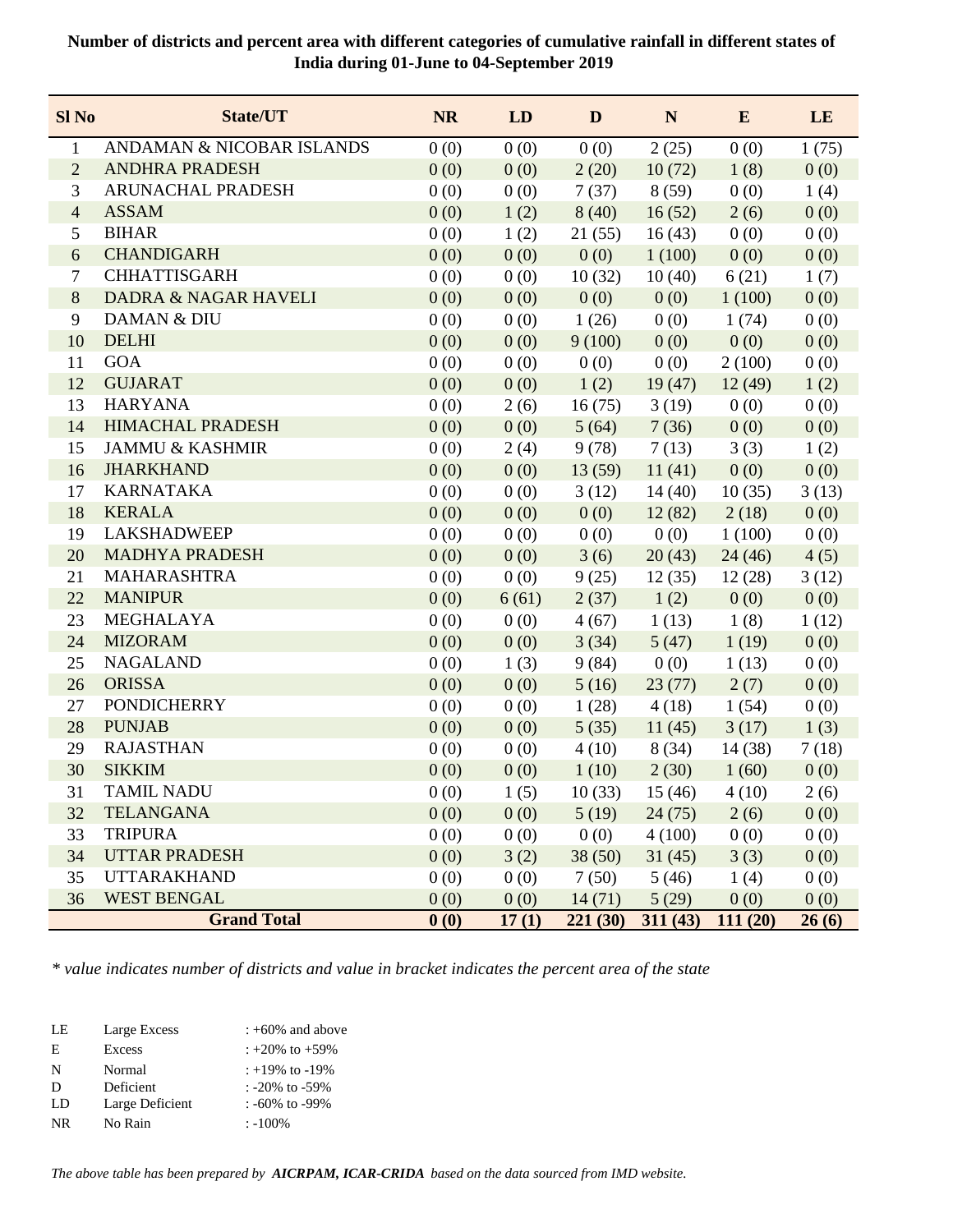**Number of districts and percent area with different categories of cumulative rainfall in different states of India during 01-June to 04-September 2019**

| Sl No | State/UT | NR | LD | D | N | E | LE |
|---|---|---|---|---|---|---|---|
| 1 | ANDAMAN & NICOBAR ISLANDS | 0 (0) | 0 (0) | 0 (0) | 2 (25) | 0 (0) | 1 (75) |
| 2 | ANDHRA PRADESH | 0 (0) | 0 (0) | 2 (20) | 10 (72) | 1 (8) | 0 (0) |
| 3 | ARUNACHAL PRADESH | 0 (0) | 0 (0) | 7 (37) | 8 (59) | 0 (0) | 1 (4) |
| 4 | ASSAM | 0 (0) | 1 (2) | 8 (40) | 16 (52) | 2 (6) | 0 (0) |
| 5 | BIHAR | 0 (0) | 1 (2) | 21 (55) | 16 (43) | 0 (0) | 0 (0) |
| 6 | CHANDIGARH | 0 (0) | 0 (0) | 0 (0) | 1 (100) | 0 (0) | 0 (0) |
| 7 | CHHATTISGARH | 0 (0) | 0 (0) | 10 (32) | 10 (40) | 6 (21) | 1 (7) |
| 8 | DADRA & NAGAR HAVELI | 0 (0) | 0 (0) | 0 (0) | 0 (0) | 1 (100) | 0 (0) |
| 9 | DAMAN & DIU | 0 (0) | 0 (0) | 1 (26) | 0 (0) | 1 (74) | 0 (0) |
| 10 | DELHI | 0 (0) | 0 (0) | 9 (100) | 0 (0) | 0 (0) | 0 (0) |
| 11 | GOA | 0 (0) | 0 (0) | 0 (0) | 0 (0) | 2 (100) | 0 (0) |
| 12 | GUJARAT | 0 (0) | 0 (0) | 1 (2) | 19 (47) | 12 (49) | 1 (2) |
| 13 | HARYANA | 0 (0) | 2 (6) | 16 (75) | 3 (19) | 0 (0) | 0 (0) |
| 14 | HIMACHAL PRADESH | 0 (0) | 0 (0) | 5 (64) | 7 (36) | 0 (0) | 0 (0) |
| 15 | JAMMU & KASHMIR | 0 (0) | 2 (4) | 9 (78) | 7 (13) | 3 (3) | 1 (2) |
| 16 | JHARKHAND | 0 (0) | 0 (0) | 13 (59) | 11 (41) | 0 (0) | 0 (0) |
| 17 | KARNATAKA | 0 (0) | 0 (0) | 3 (12) | 14 (40) | 10 (35) | 3 (13) |
| 18 | KERALA | 0 (0) | 0 (0) | 0 (0) | 12 (82) | 2 (18) | 0 (0) |
| 19 | LAKSHADWEEP | 0 (0) | 0 (0) | 0 (0) | 0 (0) | 1 (100) | 0 (0) |
| 20 | MADHYA PRADESH | 0 (0) | 0 (0) | 3 (6) | 20 (43) | 24 (46) | 4 (5) |
| 21 | MAHARASHTRA | 0 (0) | 0 (0) | 9 (25) | 12 (35) | 12 (28) | 3 (12) |
| 22 | MANIPUR | 0 (0) | 6 (61) | 2 (37) | 1 (2) | 0 (0) | 0 (0) |
| 23 | MEGHALAYA | 0 (0) | 0 (0) | 4 (67) | 1 (13) | 1 (8) | 1 (12) |
| 24 | MIZORAM | 0 (0) | 0 (0) | 3 (34) | 5 (47) | 1 (19) | 0 (0) |
| 25 | NAGALAND | 0 (0) | 1 (3) | 9 (84) | 0 (0) | 1 (13) | 0 (0) |
| 26 | ORISSA | 0 (0) | 0 (0) | 5 (16) | 23 (77) | 2 (7) | 0 (0) |
| 27 | PONDICHERRY | 0 (0) | 0 (0) | 1 (28) | 4 (18) | 1 (54) | 0 (0) |
| 28 | PUNJAB | 0 (0) | 0 (0) | 5 (35) | 11 (45) | 3 (17) | 1 (3) |
| 29 | RAJASTHAN | 0 (0) | 0 (0) | 4 (10) | 8 (34) | 14 (38) | 7 (18) |
| 30 | SIKKIM | 0 (0) | 0 (0) | 1 (10) | 2 (30) | 1 (60) | 0 (0) |
| 31 | TAMIL NADU | 0 (0) | 1 (5) | 10 (33) | 15 (46) | 4 (10) | 2 (6) |
| 32 | TELANGANA | 0 (0) | 0 (0) | 5 (19) | 24 (75) | 2 (6) | 0 (0) |
| 33 | TRIPURA | 0 (0) | 0 (0) | 0 (0) | 4 (100) | 0 (0) | 0 (0) |
| 34 | UTTAR PRADESH | 0 (0) | 3 (2) | 38 (50) | 31 (45) | 3 (3) | 0 (0) |
| 35 | UTTARAKHAND | 0 (0) | 0 (0) | 7 (50) | 5 (46) | 1 (4) | 0 (0) |
| 36 | WEST BENGAL | 0 (0) | 0 (0) | 14 (71) | 5 (29) | 0 (0) | 0 (0) |
| | **Grand Total** | **0 (0)** | **17 (1)** | **221 (30)** | **311 (43)** | **111 (20)** | **26 (6)** |

*\* value indicates number of districts and value in bracket indicates the percent area of the state*

| | | |
|---|---|---|
| LE | Large Excess | : +60% and above |
| E | Excess | : +20% to +59% |
| N | Normal | : +19% to -19% |
| D | Deficient | : -20% to -59% |
| LD | Large Deficient | : -60% to -99% |
| NR | No Rain | : -100% |

*The above table has been prepared by **AICRPAM, ICAR-CRIDA** based on the data sourced from IMD website.*